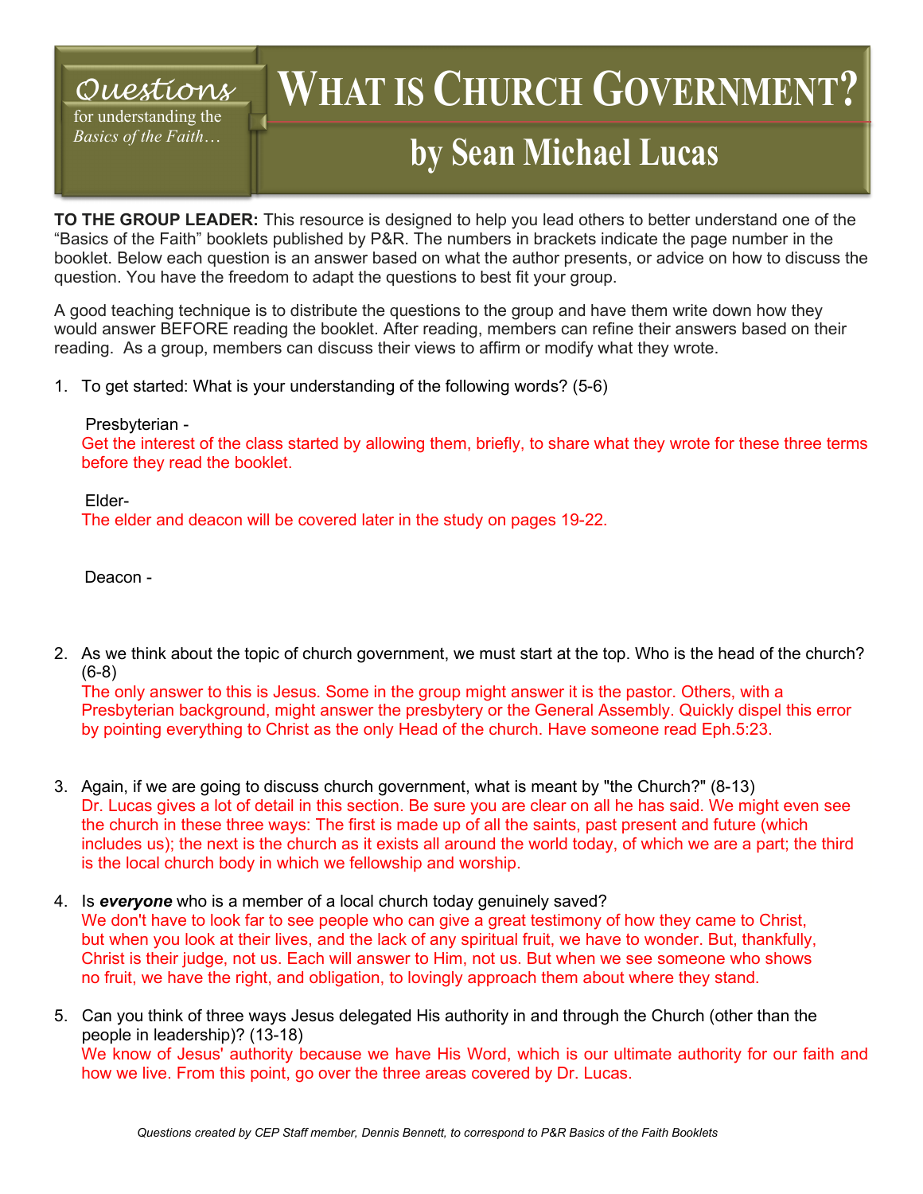*Questions* for understanding the *Basics of the Faith…*

# WHAT IS CHURCH GOVERNMENT?

## by Sean Michael Lucas

**TO THE GROUP LEADER:** This resource is designed to help you lead others to better understand one of the "Basics of the Faith" booklets published by P&R. The numbers in brackets indicate the page number in the booklet. Below each question is an answer based on what the author presents, or advice on how to discuss the question. You have the freedom to adapt the questions to best fit your group.

A good teaching technique is to distribute the questions to the group and have them write down how they would answer BEFORE reading the booklet. After reading, members can refine their answers based on their reading. As a group, members can discuss their views to affirm or modify what they wrote.

1. To get started: What is your understanding of the following words? (5-6)

   Presbyterian -
   Get the interest of the class started by allowing them, briefly, to share what they wrote for these three terms before they read the booklet.

   Elder-
   The elder and deacon will be covered later in the study on pages 19-22.

   Deacon -

2. As we think about the topic of church government, we must start at the top. Who is the head of the church? (6-8)
   The only answer to this is Jesus. Some in the group might answer it is the pastor. Others, with a Presbyterian background, might answer the presbytery or the General Assembly. Quickly dispel this error by pointing everything to Christ as the only Head of the church. Have someone read Eph.5:23.

3. Again, if we are going to discuss church government, what is meant by "the Church?" (8-13)
   Dr. Lucas gives a lot of detail in this section. Be sure you are clear on all he has said. We might even see the church in these three ways: The first is made up of all the saints, past present and future (which includes us); the next is the church as it exists all around the world today, of which we are a part; the third is the local church body in which we fellowship and worship.

4. Is ***everyone*** who is a member of a local church today genuinely saved?
   We don't have to look far to see people who can give a great testimony of how they came to Christ, but when you look at their lives, and the lack of any spiritual fruit, we have to wonder. But, thankfully, Christ is their judge, not us. Each will answer to Him, not us. But when we see someone who shows no fruit, we have the right, and obligation, to lovingly approach them about where they stand.

5. Can you think of three ways Jesus delegated His authority in and through the Church (other than the people in leadership)? (13-18)
   We know of Jesus' authority because we have His Word, which is our ultimate authority for our faith and how we live. From this point, go over the three areas covered by Dr. Lucas.

*Questions created by CEP Staff member, Dennis Bennett, to correspond to P&R Basics of the Faith Booklets*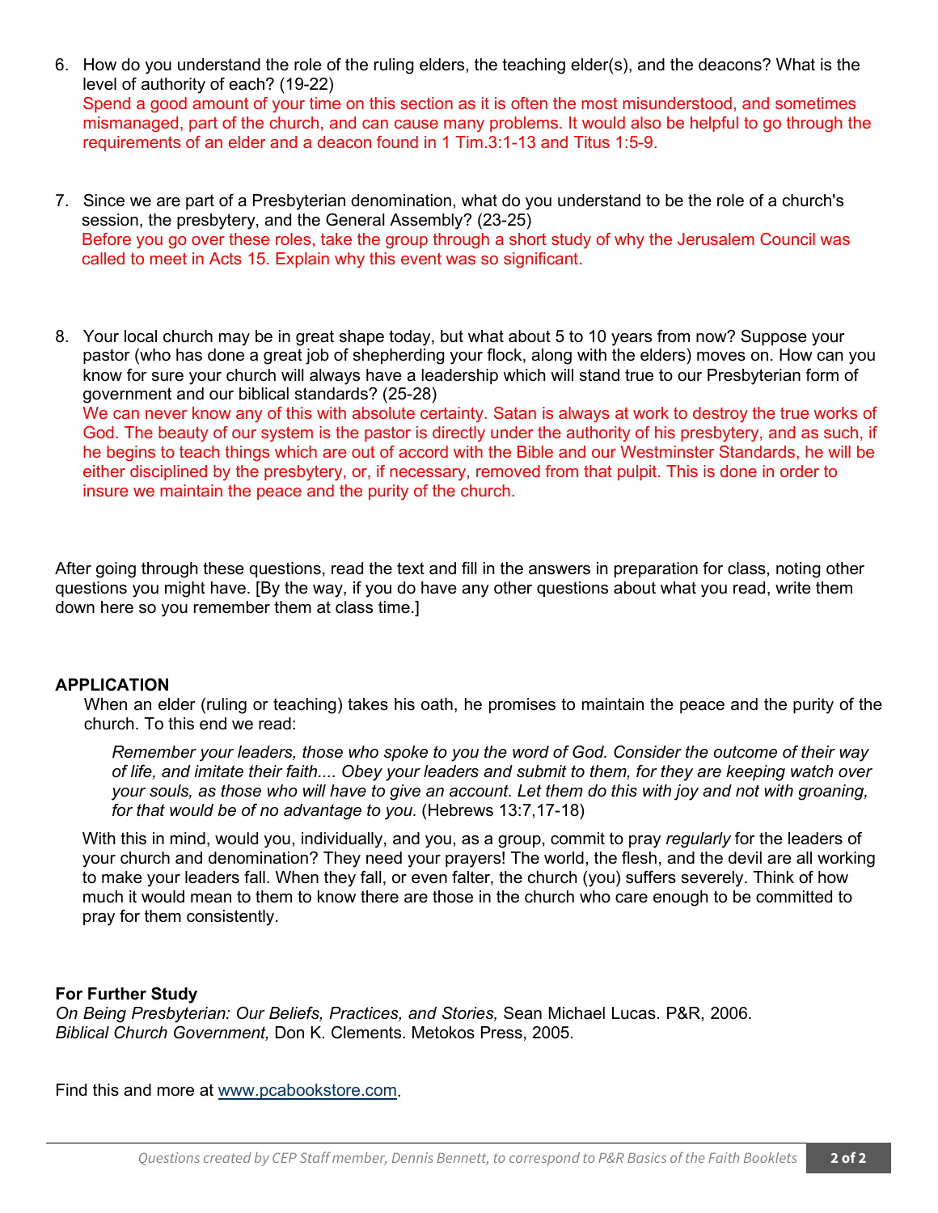6. How do you understand the role of the ruling elders, the teaching elder(s), and the deacons? What is the level of authority of each? (19-22)
   Spend a good amount of your time on this section as it is often the most misunderstood, and sometimes mismanaged, part of the church, and can cause many problems. It would also be helpful to go through the requirements of an elder and a deacon found in 1 Tim.3:1-13 and Titus 1:5-9.

7. Since we are part of a Presbyterian denomination, what do you understand to be the role of a church's session, the presbytery, and the General Assembly? (23-25)
   Before you go over these roles, take the group through a short study of why the Jerusalem Council was called to meet in Acts 15. Explain why this event was so significant.

8. Your local church may be in great shape today, but what about 5 to 10 years from now? Suppose your pastor (who has done a great job of shepherding your flock, along with the elders) moves on. How can you know for sure your church will always have a leadership which will stand true to our Presbyterian form of government and our biblical standards? (25-28)
   We can never know any of this with absolute certainty. Satan is always at work to destroy the true works of God. The beauty of our system is the pastor is directly under the authority of his presbytery, and as such, if he begins to teach things which are out of accord with the Bible and our Westminster Standards, he will be either disciplined by the presbytery, or, if necessary, removed from that pulpit. This is done in order to insure we maintain the peace and the purity of the church.

After going through these questions, read the text and fill in the answers in preparation for class, noting other questions you might have. [By the way, if you do have any other questions about what you read, write them down here so you remember them at class time.]

**APPLICATION**

When an elder (ruling or teaching) takes his oath, he promises to maintain the peace and the purity of the church. To this end we read:

> *Remember your leaders, those who spoke to you the word of God. Consider the outcome of their way of life, and imitate their faith.... Obey your leaders and submit to them, for they are keeping watch over your souls, as those who will have to give an account. Let them do this with joy and not with groaning, for that would be of no advantage to you.* (Hebrews 13:7,17-18)

With this in mind, would you, individually, and you, as a group, commit to pray *regularly* for the leaders of your church and denomination? They need your prayers! The world, the flesh, and the devil are all working to make your leaders fall. When they fall, or even falter, the church (you) suffers severely. Think of how much it would mean to them to know there are those in the church who care enough to be committed to pray for them consistently.

**For Further Study**

*On Being Presbyterian: Our Beliefs, Practices, and Stories,* Sean Michael Lucas. P&R, 2006.
*Biblical Church Government,* Don K. Clements. Metokos Press, 2005.

Find this and more at www.pcabookstore.com.

*Questions created by CEP Staff member, Dennis Bennett, to correspond to P&R Basics of the Faith Booklets*